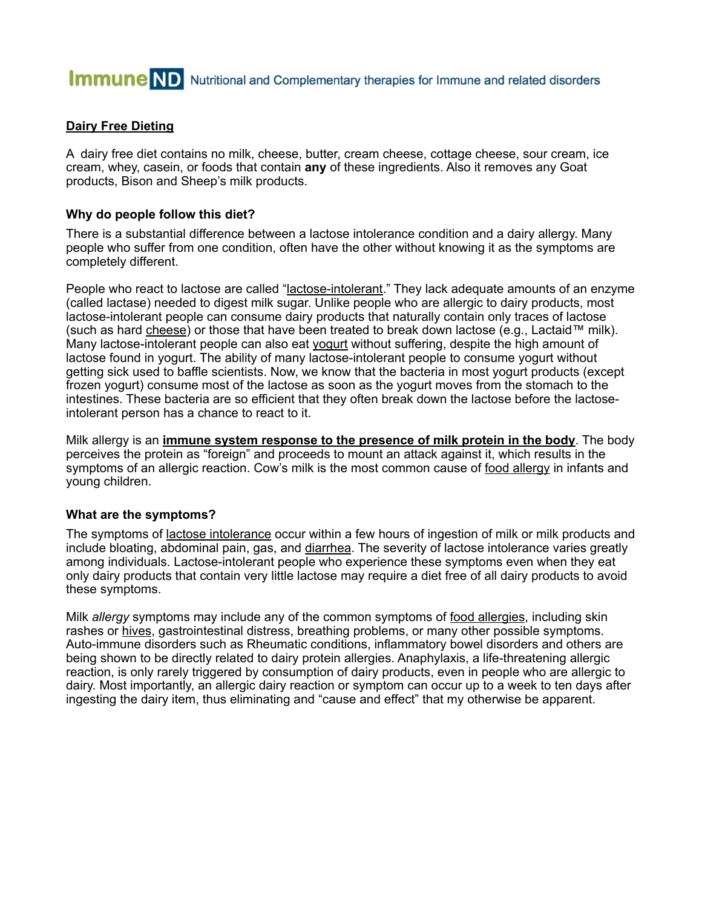ImmuneND Nutritional and Complementary therapies for Immune and related disorders

## Dairy Free Dieting

A dairy free diet contains no milk, cheese, butter, cream cheese, cottage cheese, sour cream, ice cream, whey, casein, or foods that contain **any** of these ingredients. Also it removes any Goat products, Bison and Sheep's milk products.

### Why do people follow this diet?

There is a substantial difference between a lactose intolerance condition and a dairy allergy. Many people who suffer from one condition, often have the other without knowing it as the symptoms are completely different.

People who react to lactose are called "lactose-intolerant." They lack adequate amounts of an enzyme (called lactase) needed to digest milk sugar. Unlike people who are allergic to dairy products, most lactose-intolerant people can consume dairy products that naturally contain only traces of lactose (such as hard cheese) or those that have been treated to break down lactose (e.g., Lactaid™ milk). Many lactose-intolerant people can also eat yogurt without suffering, despite the high amount of lactose found in yogurt. The ability of many lactose-intolerant people to consume yogurt without getting sick used to baffle scientists. Now, we know that the bacteria in most yogurt products (except frozen yogurt) consume most of the lactose as soon as the yogurt moves from the stomach to the intestines. These bacteria are so efficient that they often break down the lactose before the lactose-intolerant person has a chance to react to it.

Milk allergy is an **immune system response to the presence of milk protein in the body**. The body perceives the protein as "foreign" and proceeds to mount an attack against it, which results in the symptoms of an allergic reaction. Cow's milk is the most common cause of food allergy in infants and young children.

### What are the symptoms?

The symptoms of lactose intolerance occur within a few hours of ingestion of milk or milk products and include bloating, abdominal pain, gas, and diarrhea. The severity of lactose intolerance varies greatly among individuals. Lactose-intolerant people who experience these symptoms even when they eat only dairy products that contain very little lactose may require a diet free of all dairy products to avoid these symptoms.

Milk *allergy* symptoms may include any of the common symptoms of food allergies, including skin rashes or hives, gastrointestinal distress, breathing problems, or many other possible symptoms. Auto-immune disorders such as Rheumatic conditions, inflammatory bowel disorders and others are being shown to be directly related to dairy protein allergies. Anaphylaxis, a life-threatening allergic reaction, is only rarely triggered by consumption of dairy products, even in people who are allergic to dairy. Most importantly, an allergic dairy reaction or symptom can occur up to a week to ten days after ingesting the dairy item, thus eliminating and "cause and effect" that my otherwise be apparent.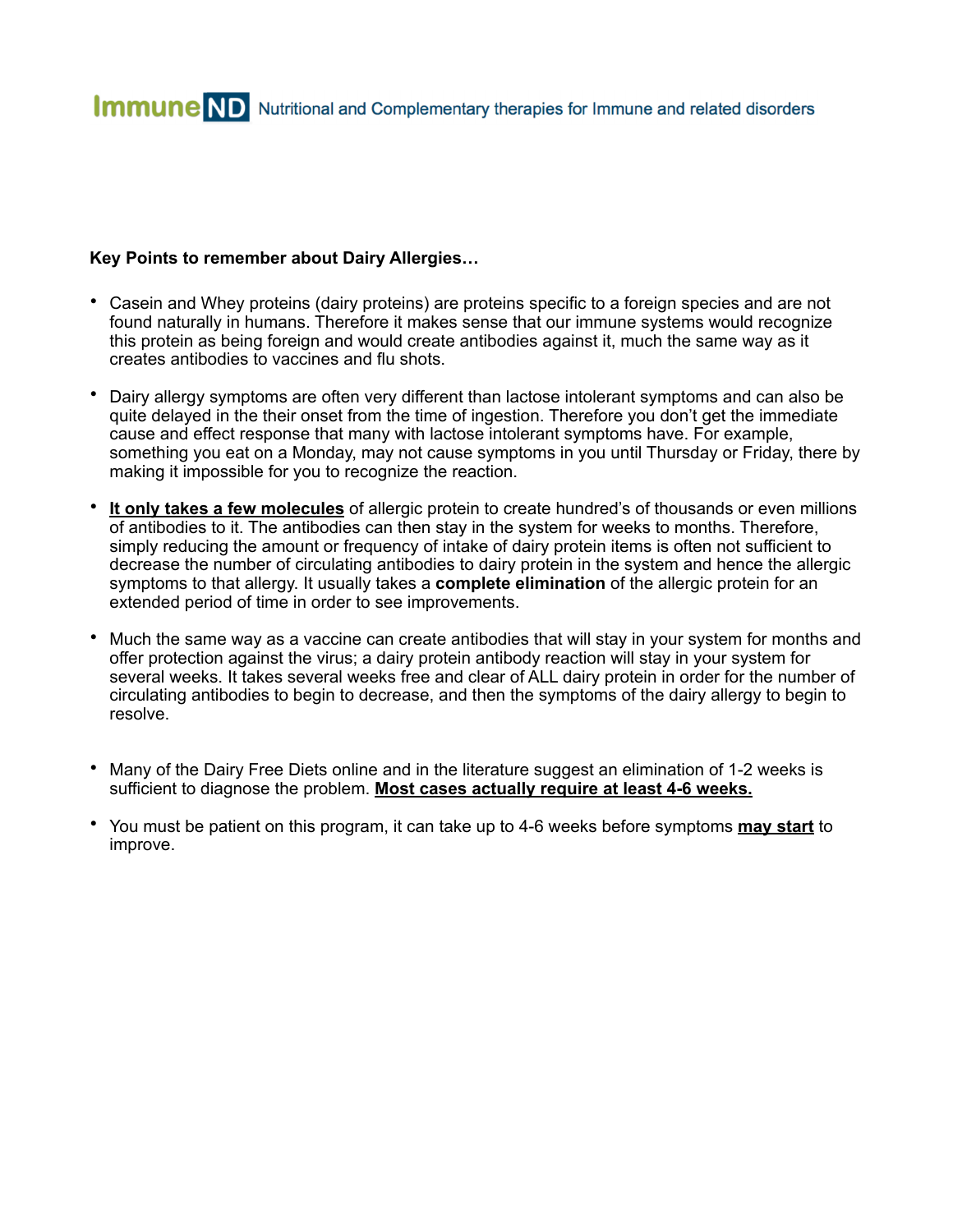**Key Points to remember about Dairy Allergies…**

- Casein and Whey proteins (dairy proteins) are proteins specific to a foreign species and are not found naturally in humans. Therefore it makes sense that our immune systems would recognize this protein as being foreign and would create antibodies against it, much the same way as it creates antibodies to vaccines and flu shots.

- Dairy allergy symptoms are often very different than lactose intolerant symptoms and can also be quite delayed in the their onset from the time of ingestion. Therefore you don't get the immediate cause and effect response that many with lactose intolerant symptoms have. For example, something you eat on a Monday, may not cause symptoms in you until Thursday or Friday, there by making it impossible for you to recognize the reaction.

- **It only takes a few molecules** of allergic protein to create hundred's of thousands or even millions of antibodies to it. The antibodies can then stay in the system for weeks to months. Therefore, simply reducing the amount or frequency of intake of dairy protein items is often not sufficient to decrease the number of circulating antibodies to dairy protein in the system and hence the allergic symptoms to that allergy. It usually takes a **complete elimination** of the allergic protein for an extended period of time in order to see improvements.

- Much the same way as a vaccine can create antibodies that will stay in your system for months and offer protection against the virus; a dairy protein antibody reaction will stay in your system for several weeks. It takes several weeks free and clear of ALL dairy protein in order for the number of circulating antibodies to begin to decrease, and then the symptoms of the dairy allergy to begin to resolve.

- Many of the Dairy Free Diets online and in the literature suggest an elimination of 1-2 weeks is sufficient to diagnose the problem. **Most cases actually require at least 4-6 weeks.**

- You must be patient on this program, it can take up to 4-6 weeks before symptoms **may start** to improve.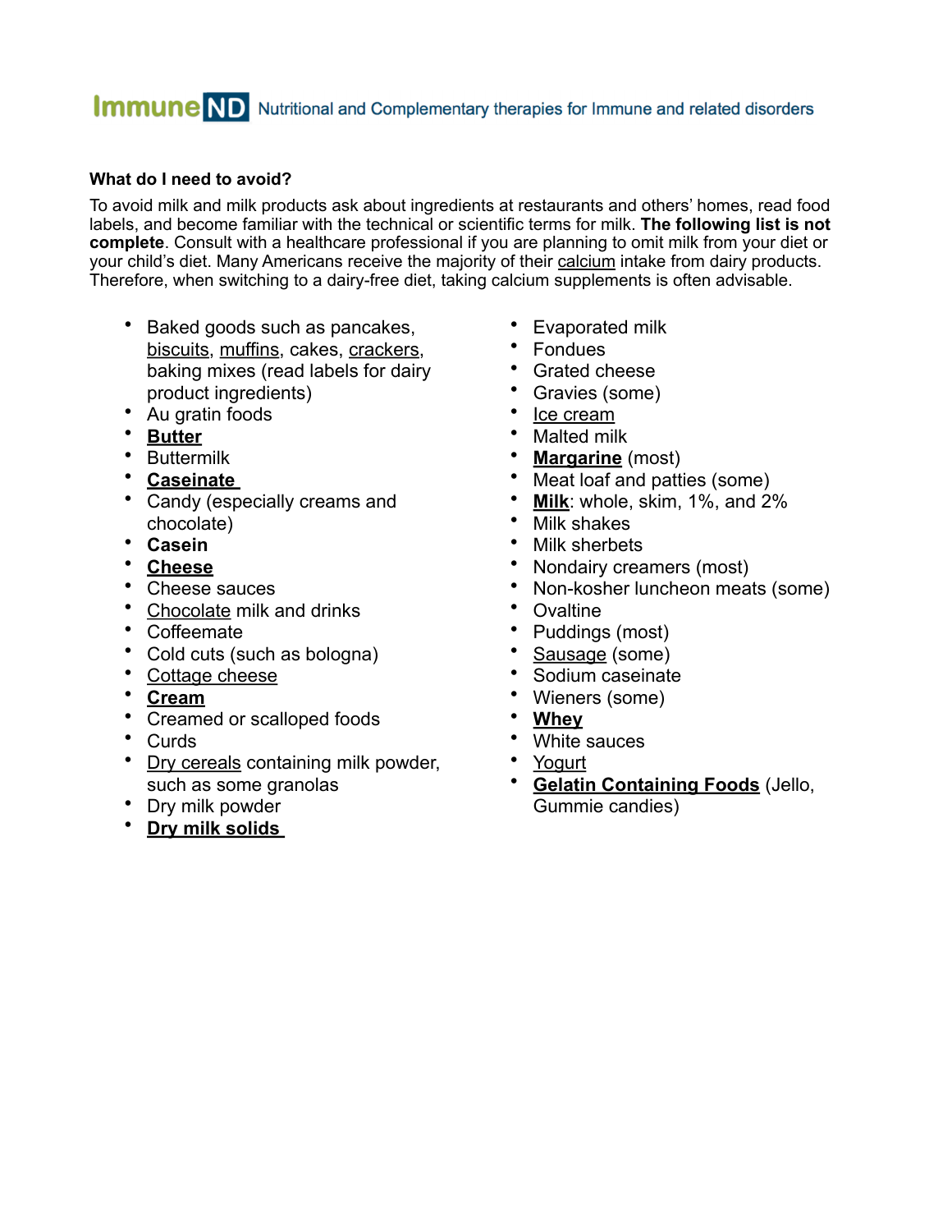**What do I need to avoid?**

To avoid milk and milk products ask about ingredients at restaurants and others' homes, read food labels, and become familiar with the technical or scientific terms for milk. **The following list is not complete**. Consult with a healthcare professional if you are planning to omit milk from your diet or your child's diet. Many Americans receive the majority of their calcium intake from dairy products. Therefore, when switching to a dairy-free diet, taking calcium supplements is often advisable.

- Baked goods such as pancakes, biscuits, muffins, cakes, crackers, baking mixes (read labels for dairy product ingredients)
- Au gratin foods
- **Butter**
- Buttermilk
- **Caseinate**
- Candy (especially creams and chocolate)
- **Casein**
- **Cheese**
- Cheese sauces
- Chocolate milk and drinks
- Coffeemate
- Cold cuts (such as bologna)
- Cottage cheese
- **Cream**
- Creamed or scalloped foods
- Curds
- Dry cereals containing milk powder, such as some granolas
- Dry milk powder
- **Dry milk solids**
- Evaporated milk
- Fondues
- Grated cheese
- Gravies (some)
- Ice cream
- Malted milk
- **Margarine** (most)
- Meat loaf and patties (some)
- **Milk**: whole, skim, 1%, and 2%
- Milk shakes
- Milk sherbets
- Nondairy creamers (most)
- Non-kosher luncheon meats (some)
- Ovaltine
- Puddings (most)
- Sausage (some)
- Sodium caseinate
- Wieners (some)
- **Whey**
- White sauces
- Yogurt
- **Gelatin Containing Foods** (Jello, Gummie candies)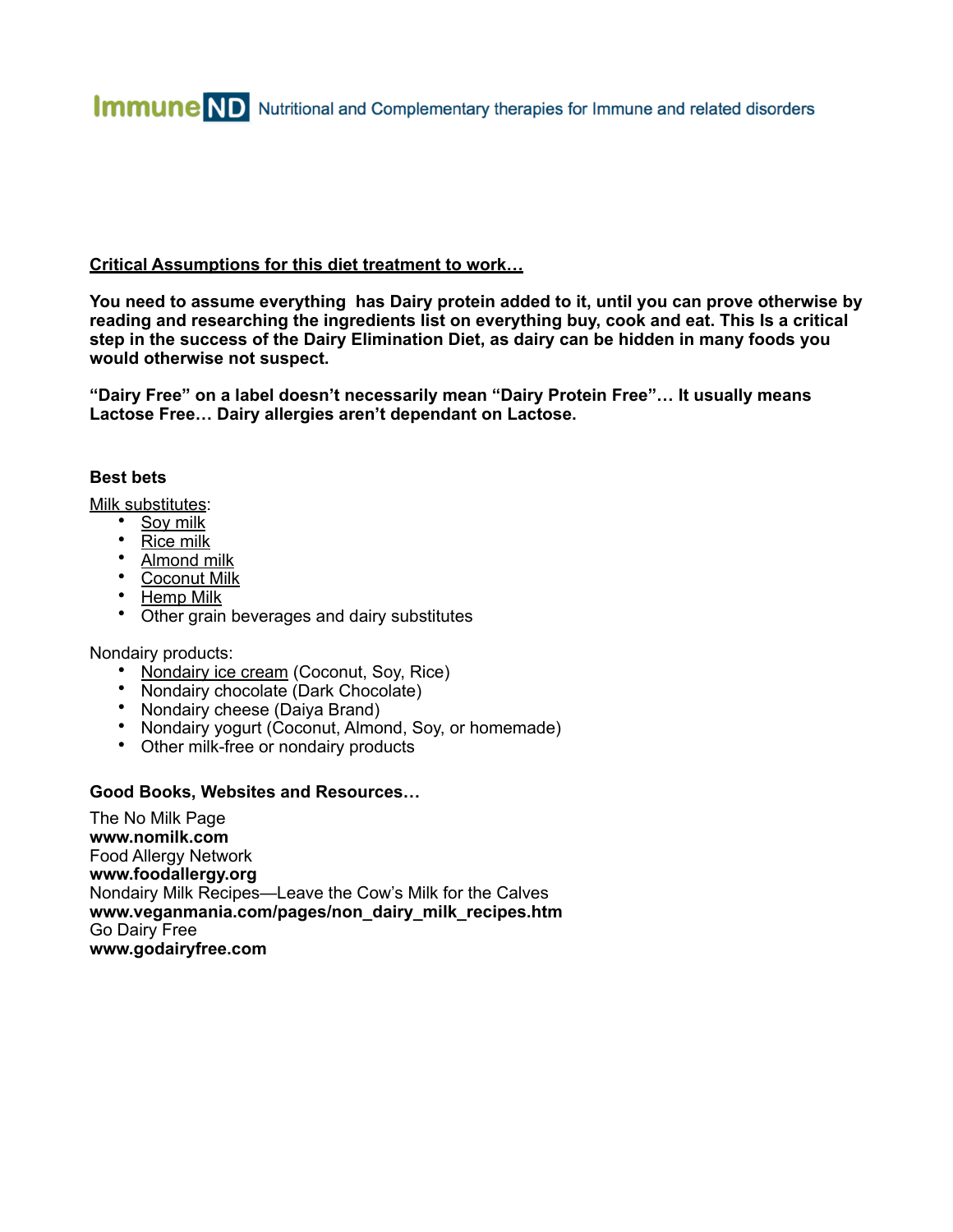**Critical Assumptions for this diet treatment to work…**

**You need to assume everything has Dairy protein added to it, until you can prove otherwise by reading and researching the ingredients list on everything buy, cook and eat. This Is a critical step in the success of the Dairy Elimination Diet, as dairy can be hidden in many foods you would otherwise not suspect.**

**"Dairy Free" on a label doesn't necessarily mean "Dairy Protein Free"… It usually means Lactose Free… Dairy allergies aren't dependant on Lactose.**

**Best bets**

Milk substitutes:

- Soy milk
- Rice milk
- Almond milk
- Coconut Milk
- Hemp Milk
- Other grain beverages and dairy substitutes

Nondairy products:

- Nondairy ice cream (Coconut, Soy, Rice)
- Nondairy chocolate (Dark Chocolate)
- Nondairy cheese (Daiya Brand)
- Nondairy yogurt (Coconut, Almond, Soy, or homemade)
- Other milk-free or nondairy products

**Good Books, Websites and Resources…**

The No Milk Page
**www.nomilk.com**
Food Allergy Network
**www.foodallergy.org**
Nondairy Milk Recipes—Leave the Cow's Milk for the Calves
**www.veganmania.com/pages/non_dairy_milk_recipes.htm**
Go Dairy Free
**www.godairyfree.com**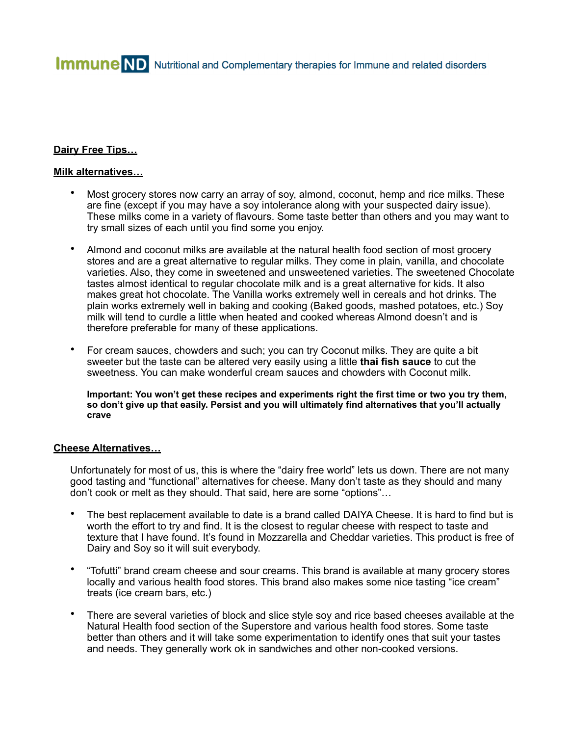**Dairy Free Tips…**

**Milk alternatives…**

- Most grocery stores now carry an array of soy, almond, coconut, hemp and rice milks. These are fine (except if you may have a soy intolerance along with your suspected dairy issue). These milks come in a variety of flavours. Some taste better than others and you may want to try small sizes of each until you find some you enjoy.

- Almond and coconut milks are available at the natural health food section of most grocery stores and are a great alternative to regular milks. They come in plain, vanilla, and chocolate varieties. Also, they come in sweetened and unsweetened varieties. The sweetened Chocolate tastes almost identical to regular chocolate milk and is a great alternative for kids. It also makes great hot chocolate. The Vanilla works extremely well in cereals and hot drinks. The plain works extremely well in baking and cooking (Baked goods, mashed potatoes, etc.) Soy milk will tend to curdle a little when heated and cooked whereas Almond doesn't and is therefore preferable for many of these applications.

- For cream sauces, chowders and such; you can try Coconut milks. They are quite a bit sweeter but the taste can be altered very easily using a little **thai fish sauce** to cut the sweetness. You can make wonderful cream sauces and chowders with Coconut milk.

  **Important: You won't get these recipes and experiments right the first time or two you try them, so don't give up that easily. Persist and you will ultimately find alternatives that you'll actually crave**

**Cheese Alternatives…**

Unfortunately for most of us, this is where the "dairy free world" lets us down. There are not many good tasting and "functional" alternatives for cheese. Many don't taste as they should and many don't cook or melt as they should. That said, here are some "options"…

- The best replacement available to date is a brand called DAIYA Cheese. It is hard to find but is worth the effort to try and find. It is the closest to regular cheese with respect to taste and texture that I have found. It's found in Mozzarella and Cheddar varieties. This product is free of Dairy and Soy so it will suit everybody.

- "Tofutti" brand cream cheese and sour creams. This brand is available at many grocery stores locally and various health food stores. This brand also makes some nice tasting "ice cream" treats (ice cream bars, etc.)

- There are several varieties of block and slice style soy and rice based cheeses available at the Natural Health food section of the Superstore and various health food stores. Some taste better than others and it will take some experimentation to identify ones that suit your tastes and needs. They generally work ok in sandwiches and other non-cooked versions.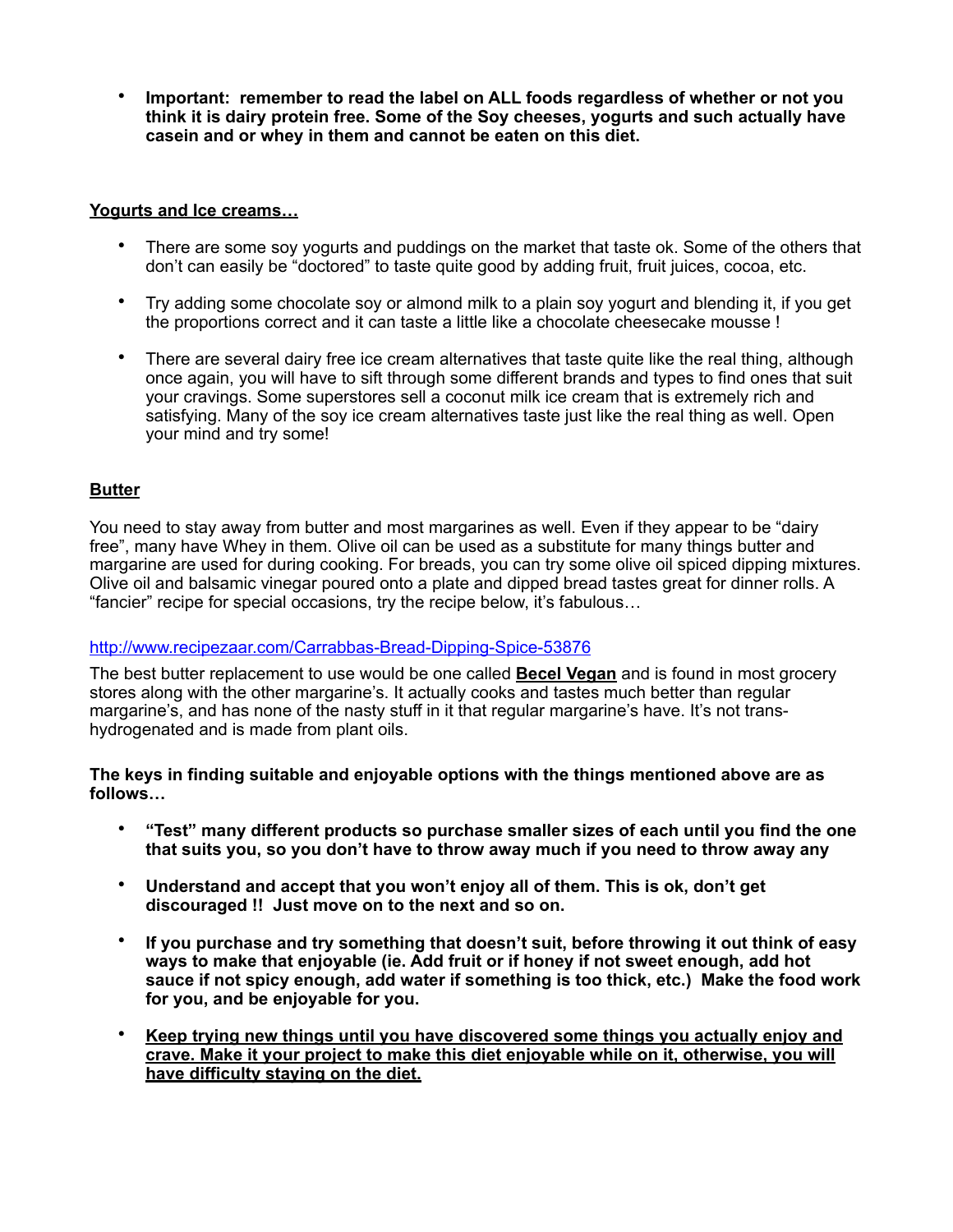- **Important: remember to read the label on ALL foods regardless of whether or not you think it is dairy protein free. Some of the Soy cheeses, yogurts and such actually have casein and or whey in them and cannot be eaten on this diet.**

**<u>Yogurts and Ice creams…</u>**

- There are some soy yogurts and puddings on the market that taste ok. Some of the others that don't can easily be "doctored" to taste quite good by adding fruit, fruit juices, cocoa, etc.
- Try adding some chocolate soy or almond milk to a plain soy yogurt and blending it, if you get the proportions correct and it can taste a little like a chocolate cheesecake mousse !
- There are several dairy free ice cream alternatives that taste quite like the real thing, although once again, you will have to sift through some different brands and types to find ones that suit your cravings. Some superstores sell a coconut milk ice cream that is extremely rich and satisfying. Many of the soy ice cream alternatives taste just like the real thing as well. Open your mind and try some!

**<u>Butter</u>**

You need to stay away from butter and most margarines as well. Even if they appear to be "dairy free", many have Whey in them. Olive oil can be used as a substitute for many things butter and margarine are used for during cooking. For breads, you can try some olive oil spiced dipping mixtures. Olive oil and balsamic vinegar poured onto a plate and dipped bread tastes great for dinner rolls. A "fancier" recipe for special occasions, try the recipe below, it's fabulous…

http://www.recipezaar.com/Carrabbas-Bread-Dipping-Spice-53876

The best butter replacement to use would be one called **<u>Becel Vegan</u>** and is found in most grocery stores along with the other margarine's. It actually cooks and tastes much better than regular margarine's, and has none of the nasty stuff in it that regular margarine's have. It's not trans-hydrogenated and is made from plant oils.

**The keys in finding suitable and enjoyable options with the things mentioned above are as follows…**

- **"Test" many different products so purchase smaller sizes of each until you find the one that suits you, so you don't have to throw away much if you need to throw away any**
- **Understand and accept that you won't enjoy all of them. This is ok, don't get discouraged !! Just move on to the next and so on.**
- **If you purchase and try something that doesn't suit, before throwing it out think of easy ways to make that enjoyable (ie. Add fruit or if honey if not sweet enough, add hot sauce if not spicy enough, add water if something is too thick, etc.) Make the food work for you, and be enjoyable for you.**
- **<u>Keep trying new things until you have discovered some things you actually enjoy and crave. Make it your project to make this diet enjoyable while on it, otherwise, you will have difficulty staying on the diet.</u>**